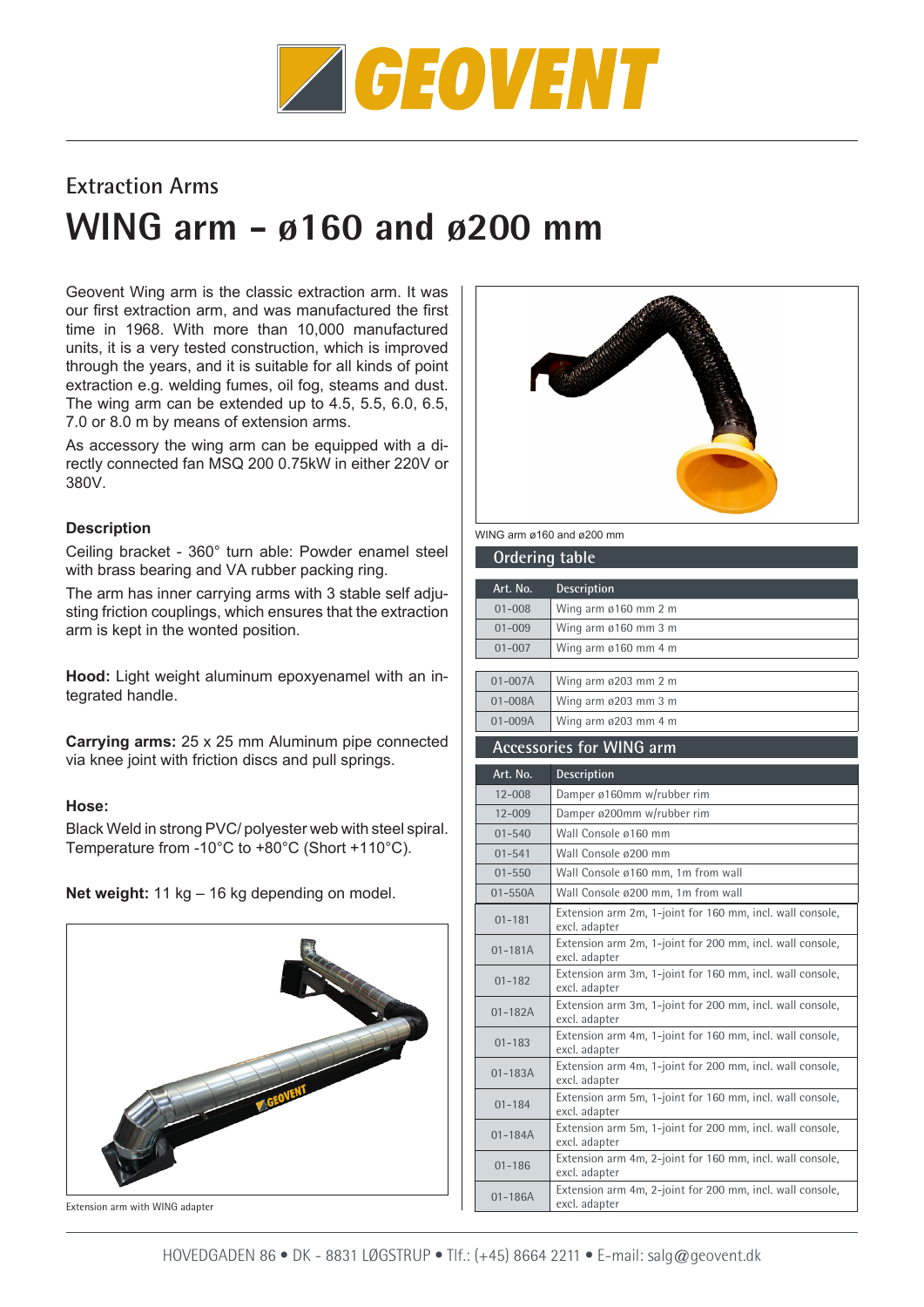Extraction Arms

# WING arm – ø160 and ø200 mm

Geovent Wing arm is the classic extraction arm. It was our first extraction arm, and was manufactured the first time in 1968. With more than 10,000 manufactured units, it is a very tested construction, which is improved through the years, and it is suitable for all kinds of point extraction e.g. welding fumes, oil fog, steams and dust. The wing arm can be extended up to 4.5, 5.5, 6.0, 6.5, 7.0 or 8.0 m by means of extension arms.

As accessory the wing arm can be equipped with a directly connected fan MSQ 200 0.75kW in either 220V or 380V.

### Description

Ceiling bracket - 360° turn able: Powder enamel steel with brass bearing and VA rubber packing ring.

The arm has inner carrying arms with 3 stable self adjusting friction couplings, which ensures that the extraction arm is kept in the wonted position.

**Hood:** Light weight aluminum epoxyenamel with an integrated handle.

**Carrying arms:** 25 x 25 mm Aluminum pipe connected via knee joint with friction discs and pull springs.

**Hose:**

Black Weld in strong PVC/ polyester web with steel spiral. Temperature from -10°C to +80°C (Short +110°C).

**Net weight:** 11 kg – 16 kg depending on model.

Extension arm with WING adapter

WING arm ø160 and ø200 mm

## Ordering table

| Art. No. | Description |
|---|---|
| 01-008 | Wing arm ø160 mm 2 m |
| 01-009 | Wing arm ø160 mm 3 m |
| 01-007 | Wing arm ø160 mm 4 m |
| 01-007A | Wing arm ø203 mm 2 m |
| 01-008A | Wing arm ø203 mm 3 m |
| 01-009A | Wing arm ø203 mm 4 m |

## Accessories for WING arm

| Art. No. | Description |
|---|---|
| 12-008 | Damper ø160mm w/rubber rim |
| 12-009 | Damper ø200mm w/rubber rim |
| 01-540 | Wall Console ø160 mm |
| 01-541 | Wall Console ø200 mm |
| 01-550 | Wall Console ø160 mm, 1m from wall |
| 01-550A | Wall Console ø200 mm, 1m from wall |
| 01-181 | Extension arm 2m, 1-joint for 160 mm, incl. wall console, excl. adapter |
| 01-181A | Extension arm 2m, 1-joint for 200 mm, incl. wall console, excl. adapter |
| 01-182 | Extension arm 3m, 1-joint for 160 mm, incl. wall console, excl. adapter |
| 01-182A | Extension arm 3m, 1-joint for 200 mm, incl. wall console, excl. adapter |
| 01-183 | Extension arm 4m, 1-joint for 160 mm, incl. wall console, excl. adapter |
| 01-183A | Extension arm 4m, 1-joint for 200 mm, incl. wall console, excl. adapter |
| 01-184 | Extension arm 5m, 1-joint for 160 mm, incl. wall console, excl. adapter |
| 01-184A | Extension arm 5m, 1-joint for 200 mm, incl. wall console, excl. adapter |
| 01-186 | Extension arm 4m, 2-joint for 160 mm, incl. wall console, excl. adapter |
| 01-186A | Extension arm 4m, 2-joint for 200 mm, incl. wall console, excl. adapter |

HOVEDGADEN 86 • DK - 8831 LØGSTRUP • Tlf.: (+45) 8664 2211 • E-mail: salg@geovent.dk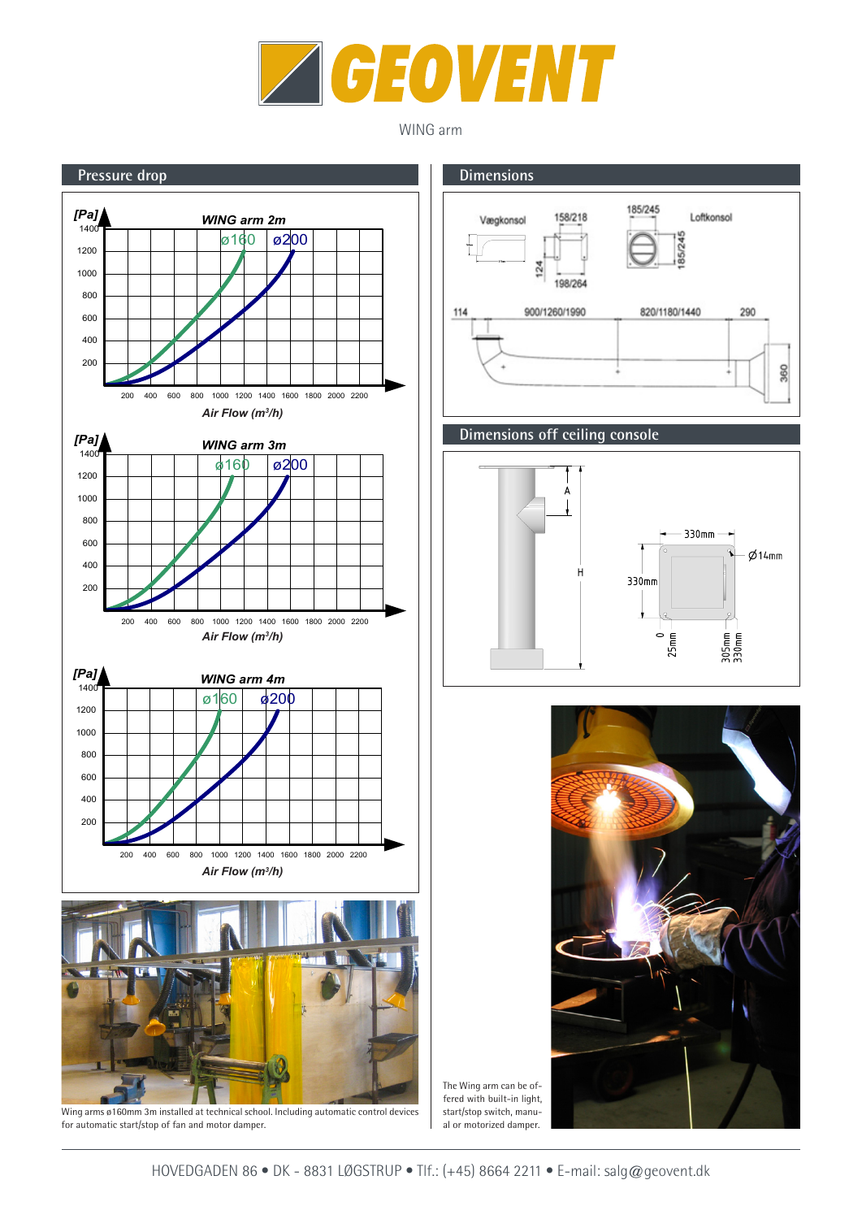# GEOVENT

WING arm

## Pressure drop

[Pa]

WING arm 2m

ø160 ø200

1400
1200
1000
800
600
400
200

200 400 600 800 1000 1200 1400 1600 1800 2000 2200

Air Flow (m³/h)

[Pa]

WING arm 3m

ø160 ø200

1400
1200
1000
800
600
400
200

200 400 600 800 1000 1200 1400 1600 1800 2000 2200

Air Flow (m³/h)

[Pa]

WING arm 4m

ø160 ø200

1400
1200
1000
800
600
400
200

200 400 600 800 1000 1200 1400 1600 1800 2000 2200

Air Flow (m³/h)

Wing arms ø160mm 3m installed at technical school. Including automatic control devices for automatic start/stop of fan and motor damper.

## Dimensions

Vægkonsol 158/218 124 198/264

185/245 185/245 Loftkonsol

114 900/1260/1990 820/1180/1440 290 360

## Dimensions off ceiling console

A H

330mm 330mm Ø14mm

0 25mm 305mm 330mm

The Wing arm can be offered with built-in light, start/stop switch, manual or motorized damper.

HOVEDGADEN 86 • DK - 8831 LØGSTRUP • Tlf.: (+45) 8664 2211 • E-mail: salg@geovent.dk